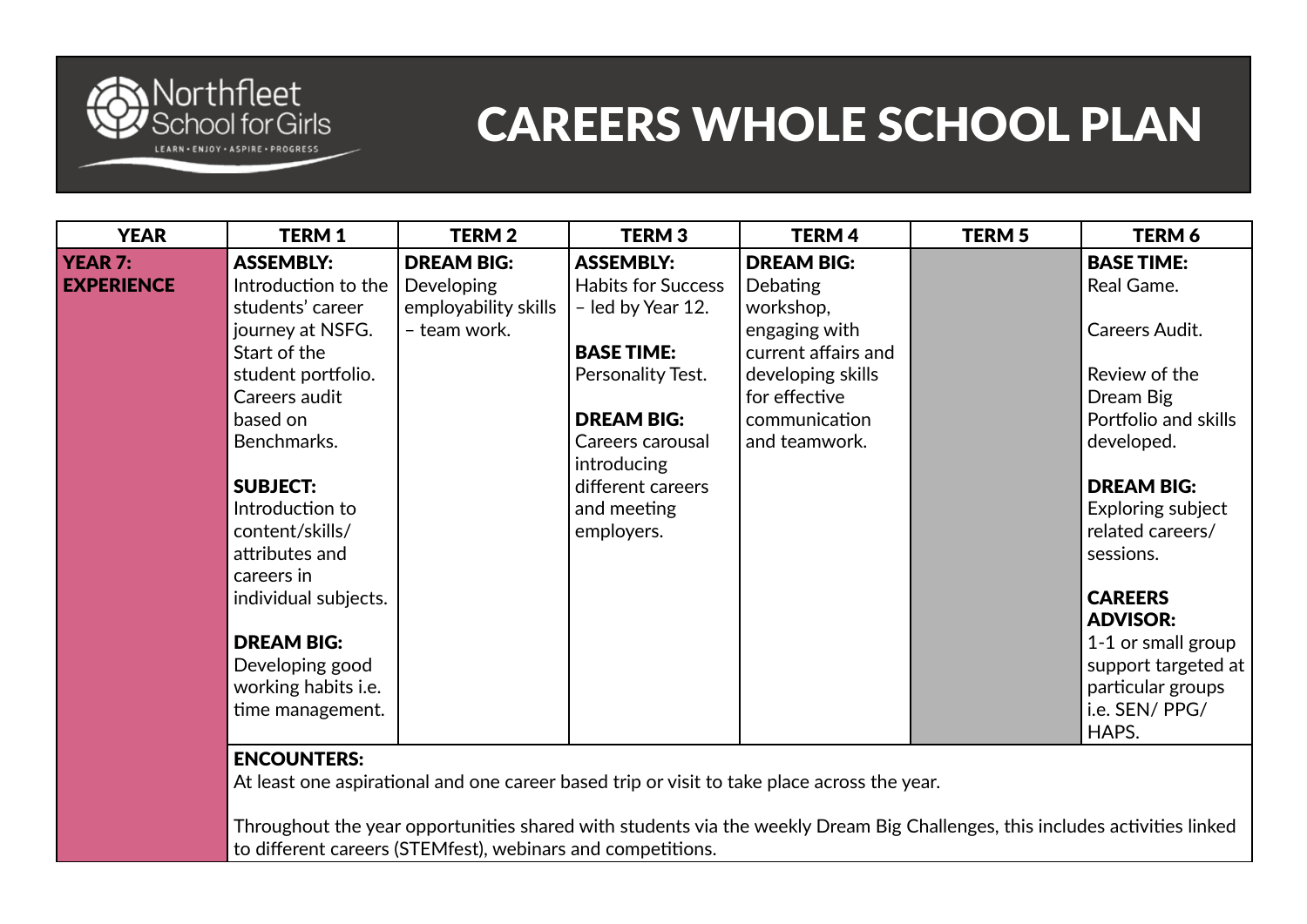# CAREERS WHOLE SCHOOL PLAN

| YEAR | TERM 1 | TERM 2 | TERM 3 | TERM 4 | TERM 5 | TERM 6 |
|---|---|---|---|---|---|---|
| **YEAR 7: EXPERIENCE** | **ASSEMBLY:** Introduction to the students' career journey at NSFG. Start of the student portfolio. Careers audit based on Benchmarks.<br><br>**SUBJECT:** Introduction to content/skills/ attributes and careers in individual subjects.<br><br>**DREAM BIG:** Developing good working habits i.e. time management. | **DREAM BIG:** Developing employability skills – team work. | **ASSEMBLY:** Habits for Success – led by Year 12.<br><br>**BASE TIME:** Personality Test.<br><br>**DREAM BIG:** Careers carousal introducing different careers and meeting employers. | **DREAM BIG:** Debating workshop, engaging with current affairs and developing skills for effective communication and teamwork. | | **BASE TIME:** Real Game.<br><br>Careers Audit.<br><br>Review of the Dream Big Portfolio and skills developed.<br><br>**DREAM BIG:** Exploring subject related careers/ sessions.<br><br>**CAREERS ADVISOR:** 1-1 or small group support targeted at particular groups i.e. SEN/ PPG/ HAPS. |
| | **ENCOUNTERS:** At least one aspirational and one career based trip or visit to take place across the year.<br><br>Throughout the year opportunities shared with students via the weekly Dream Big Challenges, this includes activities linked to different careers (STEMfest), webinars and competitions. | | | | | |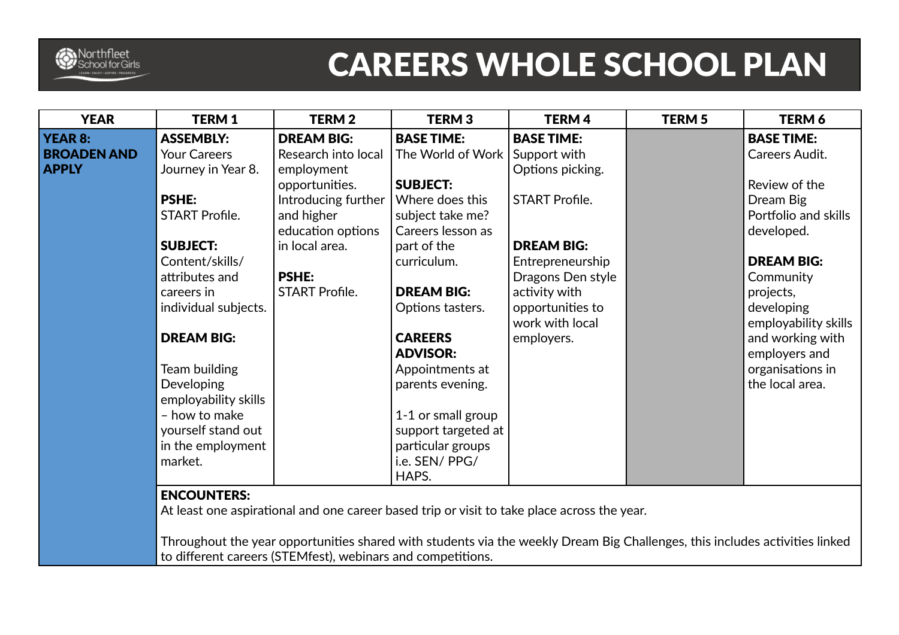# CAREERS WHOLE SCHOOL PLAN

| YEAR | TERM 1 | TERM 2 | TERM 3 | TERM 4 | TERM 5 | TERM 6 |
| --- | --- | --- | --- | --- | --- | --- |
| **YEAR 8: BROADEN AND APPLY** | **ASSEMBLY:** Your Careers Journey in Year 8.<br><br>**PSHE:** START Profile.<br><br>**SUBJECT:** Content/skills/ attributes and careers in individual subjects.<br><br>**DREAM BIG:**<br><br>Team building Developing employability skills – how to make yourself stand out in the employment market. | **DREAM BIG:** Research into local employment opportunities. Introducing further and higher education options in local area.<br><br>**PSHE:** START Profile. | **BASE TIME:** The World of Work<br><br>**SUBJECT:** Where does this subject take me? Careers lesson as part of the curriculum.<br><br>**DREAM BIG:** Options tasters.<br><br>**CAREERS ADVISOR:** Appointments at parents evening.<br><br>1-1 or small group support targeted at particular groups i.e. SEN/ PPG/ HAPS. | **BASE TIME:** Support with Options picking.<br><br>START Profile.<br><br>**DREAM BIG:** Entrepreneurship Dragons Den style activity with opportunities to work with local employers. | | **BASE TIME:** Careers Audit.<br><br>Review of the Dream Big Portfolio and skills developed.<br><br>**DREAM BIG:** Community projects, developing employability skills and working with employers and organisations in the local area. |
| | **ENCOUNTERS:** At least one aspirational and one career based trip or visit to take place across the year.<br><br>Throughout the year opportunities shared with students via the weekly Dream Big Challenges, this includes activities linked to different careers (STEMfest), webinars and competitions. | | | | | |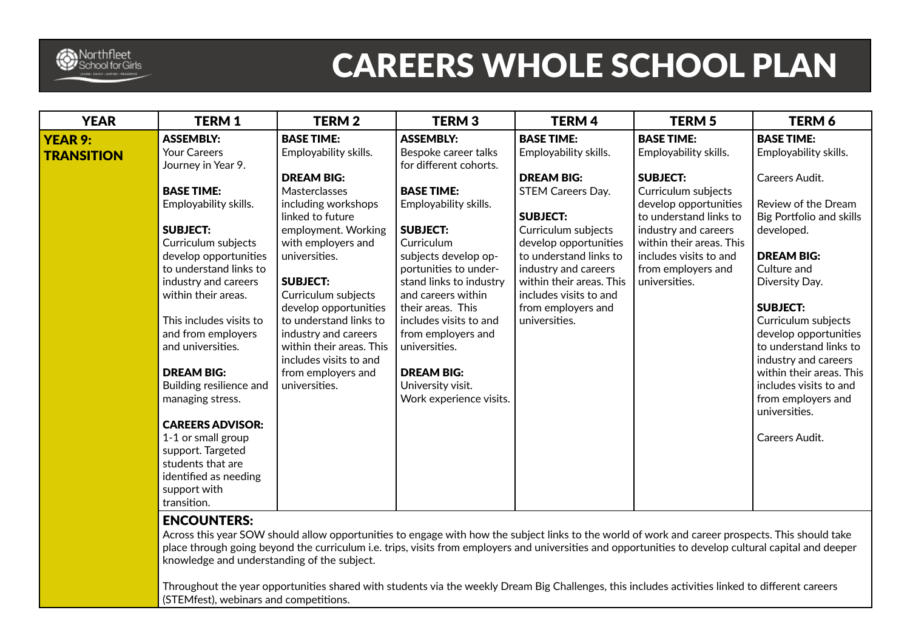# CAREERS WHOLE SCHOOL PLAN

| YEAR | TERM 1 | TERM 2 | TERM 3 | TERM 4 | TERM 5 | TERM 6 |
|---|---|---|---|---|---|---|
| **YEAR 9: TRANSITION** | **ASSEMBLY:** Your Careers Journey in Year 9.<br><br>**BASE TIME:** Employability skills.<br><br>**SUBJECT:** Curriculum subjects develop opportunities to understand links to industry and careers within their areas.<br><br>This includes visits to and from employers and universities.<br><br>**DREAM BIG:** Building resilience and managing stress.<br><br>**CAREERS ADVISOR:** 1-1 or small group support. Targeted students that are identified as needing support with transition. | **BASE TIME:** Employability skills.<br><br>**DREAM BIG:** Masterclasses including workshops linked to future employment. Working with employers and universities.<br><br>**SUBJECT:** Curriculum subjects develop opportunities to understand links to industry and careers within their areas. This includes visits to and from employers and universities. | **ASSEMBLY:** Bespoke career talks for different cohorts.<br><br>**BASE TIME:** Employability skills.<br><br>**SUBJECT:** Curriculum subjects develop opportunities to understand links to industry and careers within their areas. This includes visits to and from employers and universities.<br><br>**DREAM BIG:** University visit. Work experience visits. | **BASE TIME:** Employability skills.<br><br>**DREAM BIG:** STEM Careers Day.<br><br>**SUBJECT:** Curriculum subjects develop opportunities to understand links to industry and careers within their areas. This includes visits to and from employers and universities. | **BASE TIME:** Employability skills.<br><br>**SUBJECT:** Curriculum subjects develop opportunities to understand links to industry and careers within their areas. This includes visits to and from employers and universities. | **BASE TIME:** Employability skills.<br><br>Careers Audit.<br><br>Review of the Dream Big Portfolio and skills developed.<br><br>**DREAM BIG:** Culture and Diversity Day.<br><br>**SUBJECT:** Curriculum subjects develop opportunities to understand links to industry and careers within their areas. This includes visits to and from employers and universities.<br><br>Careers Audit. |
| | **ENCOUNTERS:**<br>Across this year SOW should allow opportunities to engage with how the subject links to the world of work and career prospects. This should take place through going beyond the curriculum i.e. trips, visits from employers and universities and opportunities to develop cultural capital and deeper knowledge and understanding of the subject.<br><br>Throughout the year opportunities shared with students via the weekly Dream Big Challenges, this includes activities linked to different careers (STEMfest), webinars and competitions. | | | | | |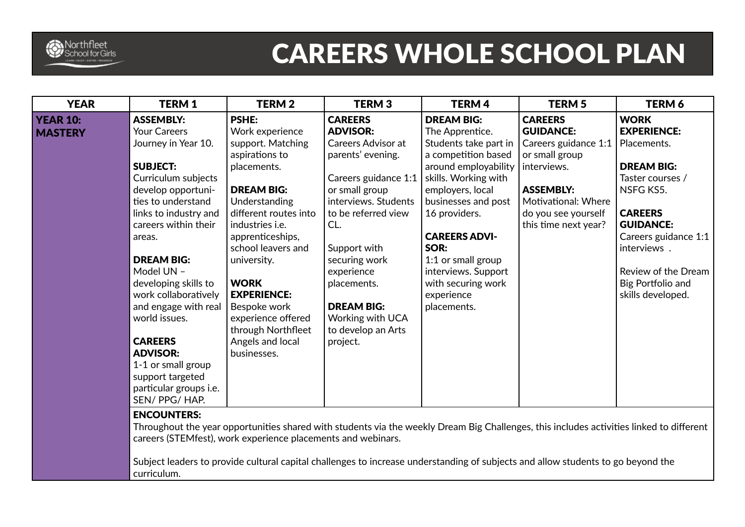# CAREERS WHOLE SCHOOL PLAN

| YEAR | TERM 1 | TERM 2 | TERM 3 | TERM 4 | TERM 5 | TERM 6 |
|---|---|---|---|---|---|---|
| **YEAR 10: MASTERY** | **ASSEMBLY:** Your Careers Journey in Year 10.<br><br>**SUBJECT:** Curriculum subjects develop opportunities to understand links to industry and careers within their areas.<br><br>**DREAM BIG:** Model UN – developing skills to work collaboratively and engage with real world issues.<br><br>**CAREERS ADVISOR:** 1-1 or small group support targeted particular groups i.e. SEN/ PPG/ HAP. | **PSHE:** Work experience support. Matching aspirations to placements.<br><br>**DREAM BIG:** Understanding different routes into industries i.e. apprenticeships, school leavers and university.<br><br>**WORK EXPERIENCE:** Bespoke work experience offered through Northfleet Angels and local businesses. | **CAREERS ADVISOR:** Careers Advisor at parents' evening.<br><br>Careers guidance 1:1 or small group interviews. Students to be referred view CL.<br><br>Support with securing work experience placements.<br><br>**DREAM BIG:** Working with UCA to develop an Arts project. | **DREAM BIG:** The Apprentice. Students take part in a competition based around employability skills. Working with employers, local businesses and post 16 providers.<br><br>**CAREERS ADVISOR:** 1:1 or small group interviews. Support with securing work experience placements. | **CAREERS GUIDANCE:** Careers guidance 1:1 or small group interviews.<br><br>**ASSEMBLY:** Motivational: Where do you see yourself this time next year? | **WORK EXPERIENCE:** Placements.<br><br>**DREAM BIG:** Taster courses / NSFG KS5.<br><br>**CAREERS GUIDANCE:** Careers guidance 1:1 interviews .<br><br>Review of the Dream Big Portfolio and skills developed. |
| | **ENCOUNTERS:** Throughout the year opportunities shared with students via the weekly Dream Big Challenges, this includes activities linked to different careers (STEMfest), work experience placements and webinars.<br><br>Subject leaders to provide cultural capital challenges to increase understanding of subjects and allow students to go beyond the curriculum. | | | | | |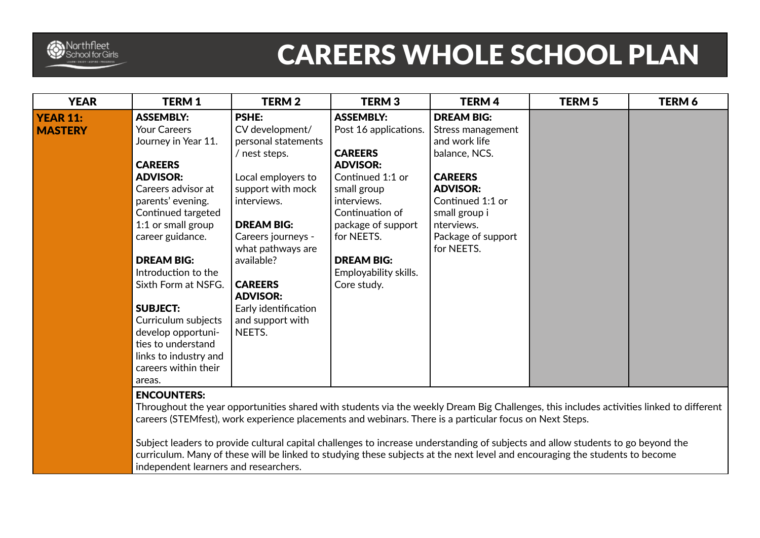# CAREERS WHOLE SCHOOL PLAN

| YEAR | TERM 1 | TERM 2 | TERM 3 | TERM 4 | TERM 5 | TERM 6 |
|---|---|---|---|---|---|---|
| **YEAR 11: MASTERY** | **ASSEMBLY:** Your Careers Journey in Year 11.<br><br>**CAREERS ADVISOR:** Careers advisor at parents' evening. Continued targeted 1:1 or small group career guidance.<br><br>**DREAM BIG:** Introduction to the Sixth Form at NSFG.<br><br>**SUBJECT:** Curriculum subjects develop opportunities to understand links to industry and careers within their areas. | **PSHE:** CV development/ personal statements / nest steps.<br><br>Local employers to support with mock interviews.<br><br>**DREAM BIG:** Careers journeys - what pathways are available?<br><br>**CAREERS ADVISOR:** Early identification and support with NEETS. | **ASSEMBLY:** Post 16 applications.<br><br>**CAREERS ADVISOR:** Continued 1:1 or small group interviews. Continuation of package of support for NEETS.<br><br>**DREAM BIG:** Employability skills. Core study. | **DREAM BIG:** Stress management and work life balance, NCS.<br><br>**CAREERS ADVISOR:** Continued 1:1 or small group interviews. Package of support for NEETS. | | |
| | **ENCOUNTERS:**<br>Throughout the year opportunities shared with students via the weekly Dream Big Challenges, this includes activities linked to different careers (STEMfest), work experience placements and webinars. There is a particular focus on Next Steps.<br><br>Subject leaders to provide cultural capital challenges to increase understanding of subjects and allow students to go beyond the curriculum. Many of these will be linked to studying these subjects at the next level and encouraging the students to become independent learners and researchers. | | | | | |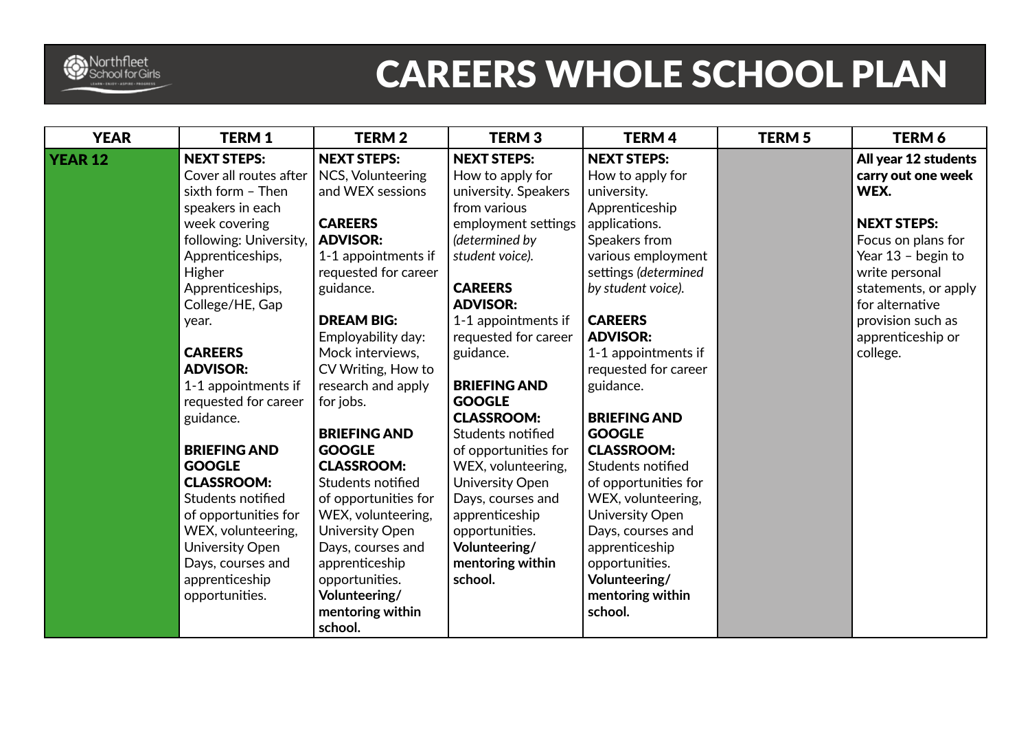# CAREERS WHOLE SCHOOL PLAN

| YEAR | TERM 1 | TERM 2 | TERM 3 | TERM 4 | TERM 5 | TERM 6 |
|---|---|---|---|---|---|---|
| **YEAR 12** | **NEXT STEPS:** Cover all routes after sixth form – Then speakers in each week covering following: University, Apprenticeships, Higher Apprenticeships, College/HE, Gap year.<br><br>**CAREERS ADVISOR:** 1-1 appointments if requested for career guidance.<br><br>**BRIEFING AND GOOGLE CLASSROOM:** Students notified of opportunities for WEX, volunteering, University Open Days, courses and apprenticeship opportunities. | **NEXT STEPS:** NCS, Volunteering and WEX sessions<br><br>**CAREERS ADVISOR:** 1-1 appointments if requested for career guidance.<br><br>**DREAM BIG:** Employability day: Mock interviews, CV Writing, How to research and apply for jobs.<br><br>**BRIEFING AND GOOGLE CLASSROOM:** Students notified of opportunities for WEX, volunteering, University Open Days, courses and apprenticeship opportunities. **Volunteering/ mentoring within school.** | **NEXT STEPS:** How to apply for university. Speakers from various employment settings *(determined by student voice).*<br><br>**CAREERS ADVISOR:** 1-1 appointments if requested for career guidance.<br><br>**BRIEFING AND GOOGLE CLASSROOM:** Students notified of opportunities for WEX, volunteering, University Open Days, courses and apprenticeship opportunities. **Volunteering/ mentoring within school.** | **NEXT STEPS:** How to apply for university. Apprenticeship applications. Speakers from various employment settings *(determined by student voice).*<br><br>**CAREERS ADVISOR:** 1-1 appointments if requested for career guidance.<br><br>**BRIEFING AND GOOGLE CLASSROOM:** Students notified of opportunities for WEX, volunteering, University Open Days, courses and apprenticeship opportunities. **Volunteering/ mentoring within school.** | | **All year 12 students carry out one week WEX.**<br><br>**NEXT STEPS:** Focus on plans for Year 13 – begin to write personal statements, or apply for alternative provision such as apprenticeship or college. |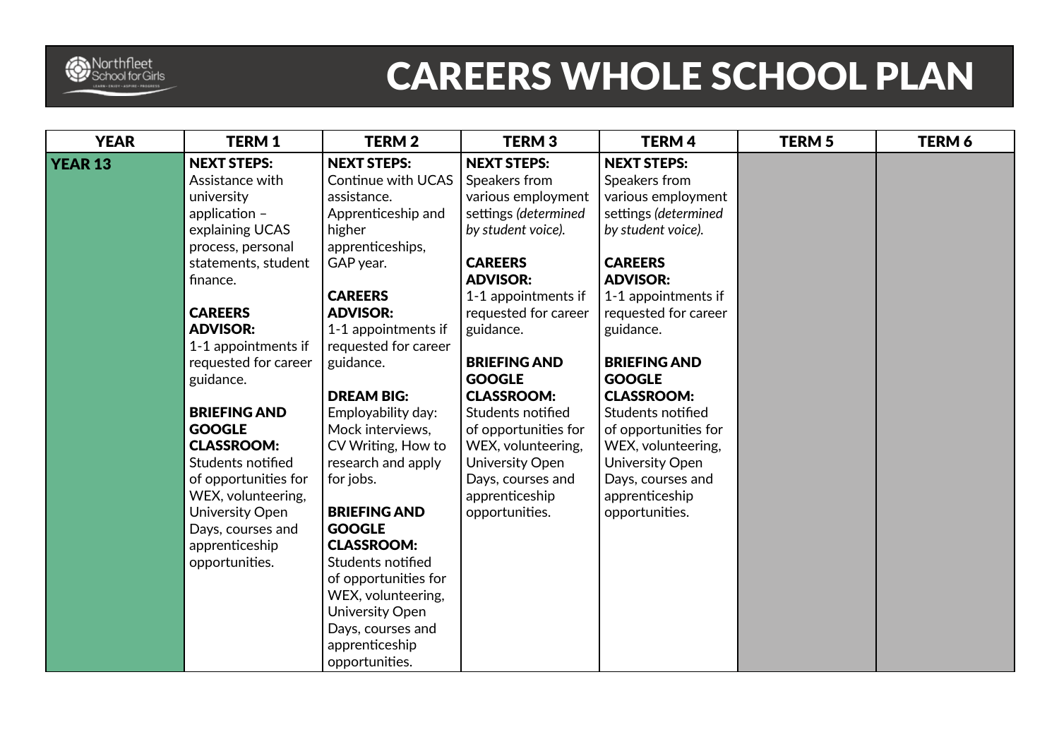# CAREERS WHOLE SCHOOL PLAN

| YEAR | TERM 1 | TERM 2 | TERM 3 | TERM 4 | TERM 5 | TERM 6 |
|---|---|---|---|---|---|---|
| **YEAR 13** | **NEXT STEPS:** Assistance with university application – explaining UCAS process, personal statements, student finance.<br><br>**CAREERS ADVISOR:** 1-1 appointments if requested for career guidance.<br><br>**BRIEFING AND GOOGLE CLASSROOM:** Students notified of opportunities for WEX, volunteering, University Open Days, courses and apprenticeship opportunities. | **NEXT STEPS:** Continue with UCAS assistance. Apprenticeship and higher apprenticeships, GAP year.<br><br>**CAREERS ADVISOR:** 1-1 appointments if requested for career guidance.<br><br>**DREAM BIG:** Employability day: Mock interviews, CV Writing, How to research and apply for jobs.<br><br>**BRIEFING AND GOOGLE CLASSROOM:** Students notified of opportunities for WEX, volunteering, University Open Days, courses and apprenticeship opportunities. | **NEXT STEPS:** Speakers from various employment settings *(determined by student voice).*<br><br>**CAREERS ADVISOR:** 1-1 appointments if requested for career guidance.<br><br>**BRIEFING AND GOOGLE CLASSROOM:** Students notified of opportunities for WEX, volunteering, University Open Days, courses and apprenticeship opportunities. | **NEXT STEPS:** Speakers from various employment settings *(determined by student voice).*<br><br>**CAREERS ADVISOR:** 1-1 appointments if requested for career guidance.<br><br>**BRIEFING AND GOOGLE CLASSROOM:** Students notified of opportunities for WEX, volunteering, University Open Days, courses and apprenticeship opportunities. | | |